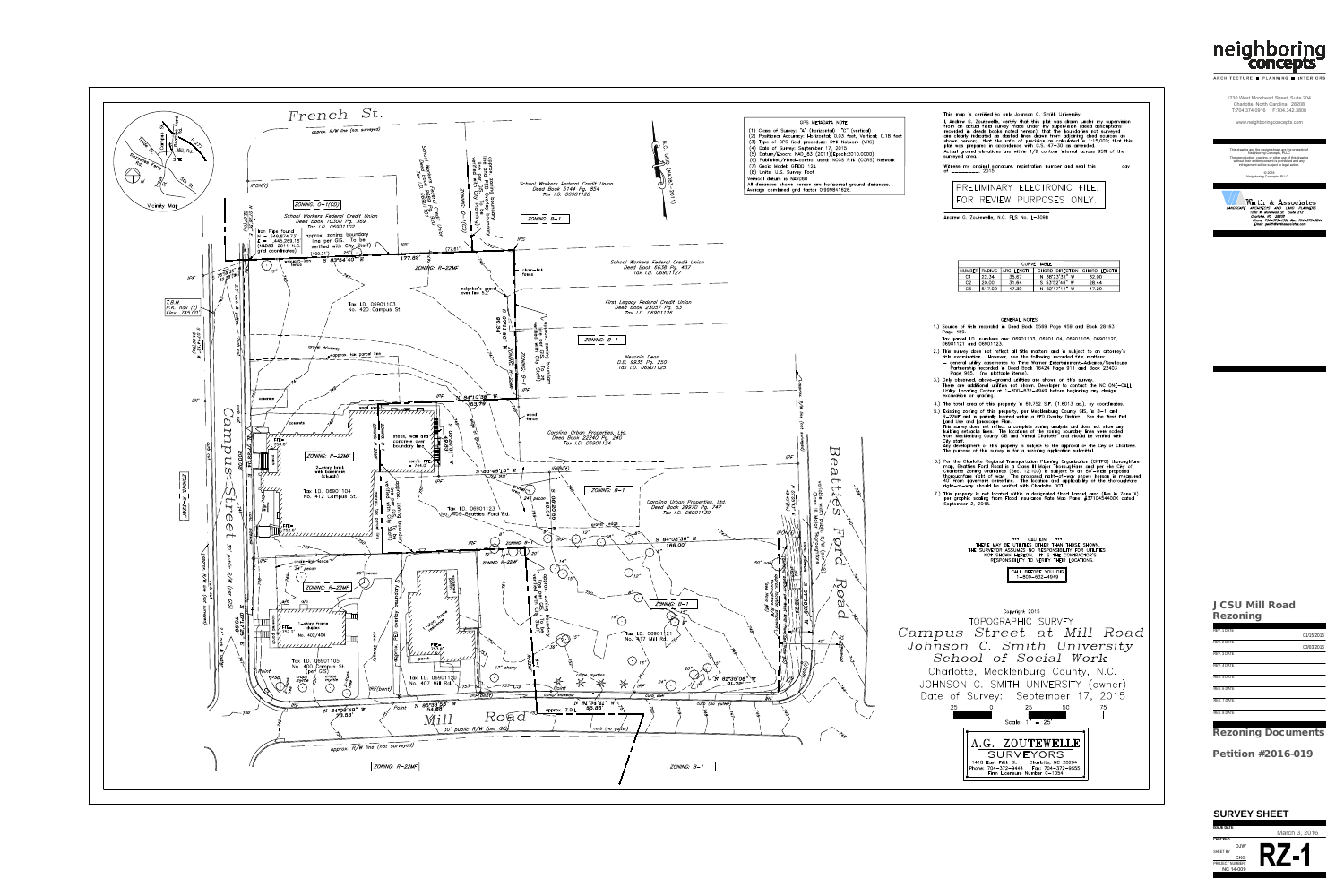# neighboring concepts

ARCHITECTURE ■ PLANNING ■ INTERIORS

1230 West Morehead Street, Suite 204
Charlotte, North Carolina 28208
T:704.374.0916 F:704.342.3808

www.neighboringconcepts.com

This drawing and the design shown are the property of Neighboring Concepts, PLLC. The reproduction, copying, or other use of this drawing without their written consent is prohibited and any infringement will be subject to legal action.

© 2016
Neighboring Concepts, PLLC

Wirth & Associates
LANDSCAPE ARCHITECTURE AND LAND PLANNING

## GPS METADATA NOTE

(1) Class of Survey: "A" (horizontal) "C" (vertical)
(2) Positional Accuracy: Horizontal: 0.03 feet, Vertical: 0.18 feet
(3) Type of GPS field procedure: RTK Network (VRS)
(4) Date of Survey: September 17, 2015
(5) Datum/Epoch: NAD_83 (2011)(Epoch:2010.0000)
(6) Published/Fixed-control used: NCGS RTK (CORS) Network
(7) Geoid Model: GEOID_12A
(8) Units: U.S. Survey Foot
Vertical datum is NAVD88
All distances shown hereon are horizontal ground distances.
Average combined grid factor 0.99981626.

This map is certified to only Johnson C. Smith University.

I, Andrew G. Zoutewelle, certify that this plat was drawn under my supervision from an actual field survey made under my supervision (deed descriptions recorded in deeds books noted hereon); that the boundaries not surveyed are clearly indicated as dashed lines drawn from adjoining deed sources as shown hereon; that the ratio of precision as calculated is 1:15,000; that this plat was prepared in accordance with G.S. 47-30 as amended.
Actual ground elevations are within 1/2 contour interval across 95% of the surveyed area.

Witness my original signature, registration number and seal this ______ day of ________ 2015.

PRELIMINARY ELECTRONIC FILE. FOR REVIEW PURPOSES ONLY.

Andrew G. Zoutewelle, N.C. PLS No. L-3098

## CURVE TABLE

| NUMBER | RADIUS | ARC LENGTH | CHORD DIRECTION | CHORD LENGTH |
|---|---|---|---|---|
| C1 | 22.34 | 35.67 | N 38°23'32" W | 32.00 |
| C2 | 20.00 | 31.44 | N 37°52'48" W | 28.44 |
| C3 | 817.00 | 47.30 | N 82°17'14" W | 47.29 |

## GENERAL NOTES

1.) Source of title recorded in Deed Book 5569 Page 159 and Book 28153 Page 459.
Tax parcel I.D. numbers are: 06901103, 06901104, 06901105, 06901120, 06901121 and 06901123.

2.) This survey does not reflect all title matters and is subject to an attorney's title examination. However, see the following recorded title matters:
– general utility easements to Time Warner Entertainment–Advance/Newhouse Partnership recorded in Deed Book 16424 Page 911 and Book 22403 Page 965. (no plottable items).

3.) Only observed, above-ground utilities are shown on this survey.
There are additional utilities not shown. Developer to contact the NC ONE-CALL Utility Locating Center at 1-800-632-4949 before beginning any design, excavation or grading.

4.) The total area of this property is 69,752 S.F. (1.6013 ac.), by coordinates.

5.) Existing zoning of this property, per Mecklenburg County GIS, is B-1 and R-22MF and is partially located within a PED Overlay District. See the West End Land Use and Landscape Plan.
This survey does not reflect a complete zoning analysis and does not show any building setback lines. The locations of the zoning boundary lines were scaled from Mecklenburg County GIS and "Virtual Charlotte" and should be verified with City staff.
Any development of this property is subject to the approval of the City of Charlotte.
The purpose of this survey is for a rezoning application submittal.

6.) Per the Charlotte Regional Transportation Planning Organization (CRTPO) thoroughfare map, Beatties Ford Road is a Class III Major Thoroughfare and per the City of Charlotte Zoning Ordinance (Sec. 12.103) is subject to an 80'-wide proposed thoroughfare right of way. The proposed right-of-way shown hereon is measured 40' from pavement centerline. The location and applicability of the thoroughfare right-of-way should be verified with Charlotte DOT.

7.) This property is not located within a designated flood hazard area (lies in Zone X) per graphic scaling from Flood Insurance Rate Map Panel #3710454400K dated September 2, 2015.

!!! CAUTION !!!
THERE MAY BE UTILITIES OTHER THAN THOSE SHOWN. THE SURVEYOR ASSUMES NO RESPONSIBILITY FOR UTILITIES NOT SHOWN HEREON. IT IS THE CONTRACTOR'S RESPONSIBILITY TO VERIFY THEIR LOCATIONS.

CALL BEFORE YOU DIG
1-800-632-4949

Copyright 2015

## TOPOGRAPHIC SURVEY
# Campus Street at Mill Road
# Johnson C. Smith University
# School of Social Work

Charlotte, Mecklenburg County, N.C.
JOHNSON C. SMITH UNIVERSITY (owner)
Date of Survey: September 17, 2015

Scale: 1" = 25'

A.G. ZOUTEWELLE
SURVEYORS
1418 East Fifth St. Charlotte, NC 28204
Phone: 704-372-9444 Fax: 704-372-9555
Firm Licensure Number C-1054

---

French St. — approx. R/W line (not surveyed)

Campus Street — 30' public R/W (per GIS)

Beatties Ford Road

Mill Road — 30' public R/W (per GIS)

Vicinity Map

ZONING: O-1(CD)
School Workers Federal Credit Union
Deed Book 10300 Pg. 369
Tax I.D. 06901102

School Workers Federal Credit Union
Deed Book 5144 Pg. 854
Tax I.D. 06901128

School Workers Federal Credit Union
Deed Book 6638 Pg. 437
Tax I.D. 06901127

First Legacy Federal Credit Union
Deed Book 23037 Pg. 53
Tax I.D. 06901126

Nevonis Dean
D.B. 9935 Pg. 250
Tax I.D. 06901125

Carolina Urban Properties, Ltd.
Deed Book 22240 Pg. 240
Tax I.D. 06901124

Carolina Urban Properties, Ltd.
Deed Book 29970 Pg. 747
Tax I.D. 06901130

Tax I.D. 06901103
No. 420 Campus St.

Tax I.D. 06901104
No. 412 Campus St.
2-story brick with basement (church)

Tax I.D. 06901123
No. 409 Beatties Ford Rd.

Tax I.D. 06901105
No. 400 Campus St.
1-story frame duplex
No. 402/404

Tax I.D. 06901120
No. 407 Mill Rd.

Tax I.D. 06901121
No. 417 Mill Rd.

ZONING: R-22MF | ZONING: B-1

T.B.M. P.K. nail (f) elev. 745.00'

Iron Pipe found: N = 549,674.73', E = 1,445,269.15' (NAD83-2011 N.C. grid coordinates)

---

**JCSU Mill Road Rezoning**

| REV. 1 DATE | 01/25/2016 |
|---|---|
| REV. 2 DATE | 02/03/2016 |
| REV. 3 DATE | |
| REV. 4 DATE | |
| REV. 5 DATE | |
| REV. 6 DATE | |
| REV. 7 DATE | |
| REV. 8 DATE | |

**Rezoning Documents**

**Petition #2016-019**

**SURVEY SHEET**

ISSUE DATE: March 3, 2016
CHECKED: DJW
DRAWN BY: CKG
PROJECT NUMBER: NC 14-009

**RZ-1**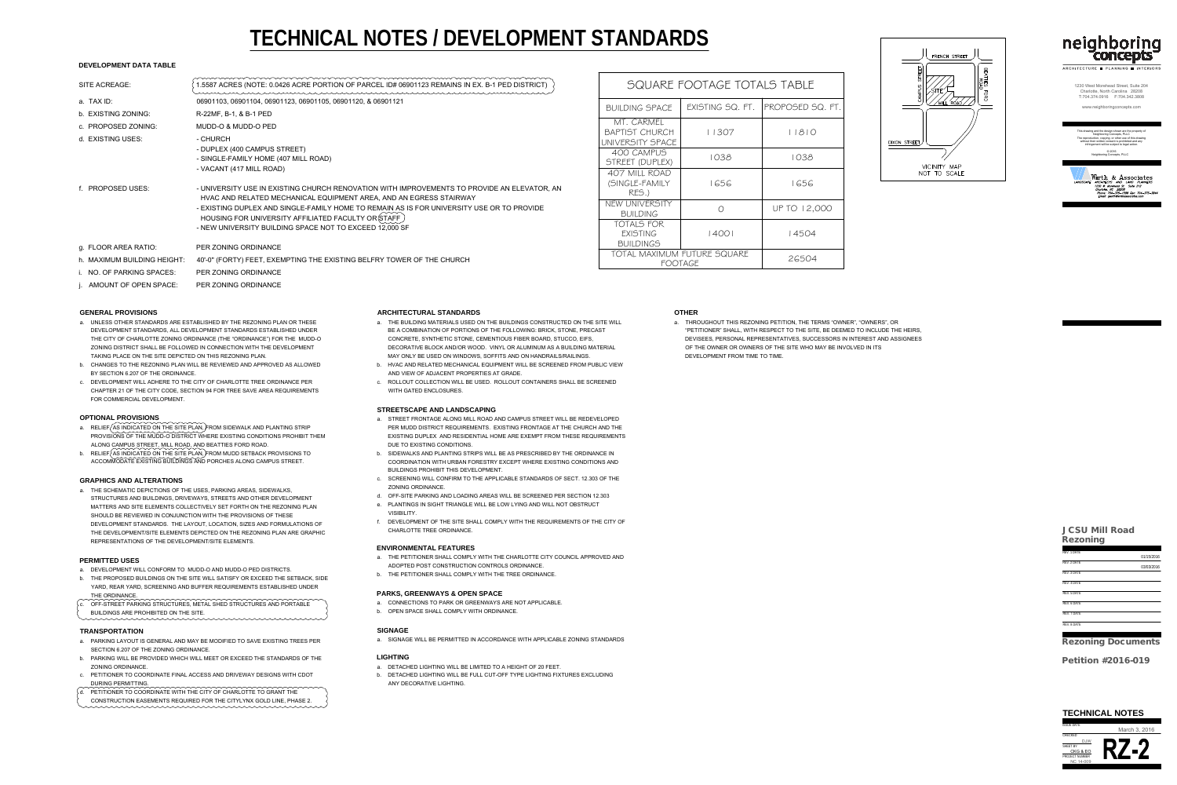# TECHNICAL NOTES / DEVELOPMENT STANDARDS

### DEVELOPMENT DATA TABLE

| | |
|---|---|
| SITE ACREAGE: | 1.5587 ACRES (NOTE: 0.0426 ACRE PORTION OF PARCEL ID# 06901123 REMAINS IN EX. B-1 PED DISTRICT) |
| a. TAX ID: | 06901103, 06901104, 06901123, 06901105, 06901120, & 06901121 |
| b. EXISTING ZONING: | R-22MF, B-1, & B-1 PED |
| c. PROPOSED ZONING: | MUDD-O & MUDD-O PED |
| d. EXISTING USES: | - CHURCH<br>- DUPLEX (400 CAMPUS STREET)<br>- SINGLE-FAMILY HOME (407 MILL ROAD)<br>- VACANT (417 MILL ROAD) |
| f. PROPOSED USES: | - UNIVERSITY USE IN EXISTING CHURCH RENOVATION WITH IMPROVEMENTS TO PROVIDE AN ELEVATOR, AN HVAC AND RELATED MECHANICAL EQUIPMENT AREA, AND AN EGRESS STAIRWAY<br>- EXISTING DUPLEX AND SINGLE-FAMILY HOME TO REMAIN AS IS FOR UNIVERSITY USE OR TO PROVIDE HOUSING FOR UNIVERSITY AFFILIATED FACULTY OR STAFF<br>- NEW UNIVERSITY BUILDING SPACE NOT TO EXCEED 12,000 SF |
| g. FLOOR AREA RATIO: | PER ZONING ORDINANCE |
| h. MAXIMUM BUILDING HEIGHT: | 40'-0" (FORTY) FEET, EXEMPTING THE EXISTING BELFRY TOWER OF THE CHURCH |
| i. NO. OF PARKING SPACES: | PER ZONING ORDINANCE |
| j. AMOUNT OF OPEN SPACE: | PER ZONING ORDINANCE |

### SQUARE FOOTAGE TOTALS TABLE

| BUILDING SPACE | EXISTING SQ. FT. | PROPOSED SQ. FT. |
|---|---|---|
| MT. CARMEL BAPTIST CHURCH UNIVERSITY SPACE | 11307 | 11810 |
| 400 CAMPUS STREET (DUPLEX) | 1038 | 1038 |
| 407 MILL ROAD (SINGLE-FAMILY RES.) | 1656 | 1656 |
| NEW UNIVERSITY BUILDING | 0 | UP TO 12,000 |
| TOTALS FOR EXISTING BUILDINGS | 14001 | 14504 |
| TOTAL MAXIMUM FUTURE SQUARE FOOTAGE | | 26504 |

VICINITY MAP
NOT TO SCALE

FRENCH STREET, CAMPUS STREET, SITE, MILL ROAD, BEATTIES FORD ROAD, DIXON STREET

### GENERAL PROVISIONS

a. UNLESS OTHER STANDARDS ARE ESTABLISHED BY THE REZONING PLAN OR THESE DEVELOPMENT STANDARDS, ALL DEVELOPMENT STANDARDS ESTABLISHED UNDER THE CITY OF CHARLOTTE ZONING ORDINANCE (THE "ORDINANCE") FOR THE MUDD-O ZONING DISTRICT SHALL BE FOLLOWED IN CONNECTION WITH THE DEVELOPMENT TAKING PLACE ON THE SITE DEPICTED ON THIS REZONING PLAN.
b. CHANGES TO THE REZONING PLAN WILL BE REVIEWED AND APPROVED AS ALLOWED BY SECTION 6.207 OF THE ORDINANCE.
c. DEVELOPMENT WILL ADHERE TO THE CITY OF CHARLOTTE TREE ORDINANCE PER CHAPTER 21 OF THE CITY CODE, SECTION 94 FOR TREE SAVE AREA REQUIREMENTS FOR COMMERCIAL DEVELOPMENT.

### OPTIONAL PROVISIONS

a. RELIEF AS INDICATED ON THE SITE PLAN, FROM SIDEWALK AND PLANTING STRIP PROVISIONS OF THE MUDD-O DISTRICT WHERE EXISTING CONDITIONS PROHIBIT THEM ALONG CAMPUS STREET, MILL ROAD, AND BEATTIES FORD ROAD.
b. RELIEF AS INDICATED ON THE SITE PLAN, FROM MUDD SETBACK PROVISIONS TO ACCOMMODATE EXISTING BUILDINGS AND PORCHES ALONG CAMPUS STREET.

### GRAPHICS AND ALTERATIONS

a. THE SCHEMATIC DEPICTIONS OF THE USES, PARKING AREAS, SIDEWALKS, STRUCTURES AND BUILDINGS, DRIVEWAYS, STREETS AND OTHER DEVELOPMENT MATTERS AND SITE ELEMENTS COLLECTIVELY SET FORTH ON THE REZONING PLAN SHOULD BE REVIEWED IN CONJUNCTION WITH THE PROVISIONS OF THESE DEVELOPMENT STANDARDS. THE LAYOUT, LOCATION, SIZES AND FORMULATIONS OF THE DEVELOPMENT/SITE ELEMENTS DEPICTED ON THE REZONING PLAN ARE GRAPHIC REPRESENTATIONS OF THE DEVELOPMENT/SITE ELEMENTS.

### PERMITTED USES

a. DEVELOPMENT WILL CONFORM TO MUDD-O AND MUDD-O PED DISTRICTS.
b. THE PROPOSED BUILDINGS ON THE SITE WILL SATISFY OR EXCEED THE SETBACK, SIDE YARD, REAR YARD, SCREENING AND BUFFER REQUIREMENTS ESTABLISHED UNDER THE ORDINANCE.
c. OFF-STREET PARKING STRUCTURES, METAL SHED STRUCTURES AND PORTABLE BUILDINGS ARE PROHIBITED ON THE SITE.

### TRANSPORTATION

a. PARKING LAYOUT IS GENERAL AND MAY BE MODIFIED TO SAVE EXISTING TREES PER SECTION 6.207 OF THE ZONING ORDINANCE.
b. PARKING WILL BE PROVIDED WHICH WILL MEET OR EXCEED THE STANDARDS OF THE ZONING ORDINANCE.
c. PETITIONER TO COORDINATE FINAL ACCESS AND DRIVEWAY DESIGNS WITH CDOT DURING PERMITTING.
d. PETITIONER TO COORDINATE WITH THE CITY OF CHARLOTTE TO GRANT THE CONSTRUCTION EASEMENTS REQUIRED FOR THE CITYLYNX GOLD LINE, PHASE 2.

### ARCHITECTURAL STANDARDS

a. THE BUILDING MATERIALS USED ON THE BUILDINGS CONSTRUCTED ON THE SITE WILL BE A COMBINATION OF PORTIONS OF THE FOLLOWING: BRICK, STONE, PRECAST CONCRETE, SYNTHETIC STONE, CEMENTIOUS FIBER BOARD, STUCCO, EIFS, DECORATIVE BLOCK AND/OR WOOD. VINYL OR ALUMINUM AS A BUILDING MATERIAL MAY ONLY BE USED ON WINDOWS, SOFFITS AND ON HANDRAILS/RAILINGS.
b. HVAC AND RELATED MECHANICAL EQUIPMENT WILL BE SCREENED FROM PUBLIC VIEW AND VIEW OF ADJACENT PROPERTIES AT GRADE.
c. ROLLOUT COLLECTION WILL BE USED. ROLLOUT CONTAINERS SHALL BE SCREENED WITH GATED ENCLOSURES.

### STREETSCAPE AND LANDSCAPING

a. STREET FRONTAGE ALONG MILL ROAD AND CAMPUS STREET WILL BE REDEVELOPED PER MUDD DISTRICT REQUIREMENTS. EXISTING FRONTAGE AT THE CHURCH AND THE EXISTING DUPLEX AND RESIDENTIAL HOME ARE EXEMPT FROM THESE REQUIREMENTS DUE TO EXISTING CONDITIONS.
b. SIDEWALKS AND PLANTING STRIPS WILL BE AS PRESCRIBED BY THE ORDINANCE IN COORDINATION WITH URBAN FORESTRY EXCEPT WHERE EXISTING CONDITIONS AND BUILDINGS PROHIBIT THIS DEVELOPMENT.
c. SCREENING WILL CONFIRM TO THE APPLICABLE STANDARDS OF SECT. 12.303 OF THE ZONING ORDINANCE.
d. OFF-SITE PARKING AND LOADING AREAS WILL BE SCREENED PER SECTION 12.303
e. PLANTINGS IN SIGHT TRIANGLE WILL BE LOW LYING AND WILL NOT OBSTRUCT VISIBILITY.
f. DEVELOPMENT OF THE SITE SHALL COMPLY WITH THE REQUIREMENTS OF THE CITY OF CHARLOTTE TREE ORDINANCE.

### ENVIRONMENTAL FEATURES

a. THE PETITIONER SHALL COMPLY WITH THE CHARLOTTE CITY COUNCIL APPROVED AND ADOPTED POST CONSTRUCTION CONTROLS ORDINANCE.
b. THE PETITIONER SHALL COMPLY WITH THE TREE ORDINANCE.

### PARKS, GREENWAYS & OPEN SPACE

a. CONNECTIONS TO PARK OR GREENWAYS ARE NOT APPLICABLE.
b. OPEN SPACE SHALL COMPLY WITH ORDINANCE.

### SIGNAGE

a. SIGNAGE WILL BE PERMITTED IN ACCORDANCE WITH APPLICABLE ZONING STANDARDS

### LIGHTING

a. DETACHED LIGHTING WILL BE LIMITED TO A HEIGHT OF 20 FEET.
b. DETACHED LIGHTING WILL BE FULL CUT-OFF TYPE LIGHTING FIXTURES EXCLUDING ANY DECORATIVE LIGHTING.

### OTHER

a. THROUGHOUT THIS REZONING PETITION, THE TERMS "OWNER", "OWNERS", OR "PETITIONER" SHALL, WITH RESPECT TO THE SITE, BE DEEMED TO INCLUDE THE HEIRS, DEVISEES, PERSONAL REPRESENTATIVES, SUCCESSORS IN INTEREST AND ASSIGNEES OF THE OWNER OR OWNERS OF THE SITE WHO MAY BE INVOLVED IN ITS DEVELOPMENT FROM TIME TO TIME.

---

**neighboring concepts**
ARCHITECTURE ■ PLANNING ■ INTERIORS

1230 West Morehead Street, Suite 204
Charlotte, North Carolina 28208
T:704.374.0916 F:704.342.3606

www.neighboringconcepts.com

This drawing and the design shown are the property of Neighboring Concepts, PLLC. The reproduction, copying, or other use of this drawing without their written consent is prohibited and any infringement will be subject to legal action.
© 2016
Neighboring Concepts, PLLC

Wirth & Associates

**JCSU Mill Road Rezoning**

| | |
|---|---|
| REV. 1 DATE | 01/25/2016 |
| REV. 2 DATE | 03/03/2016 |
| REV. 3 DATE | |
| REV. 4 DATE | |
| REV. 5 DATE | |
| REV. 6 DATE | |
| REV. 7 DATE | |
| REV. 8 DATE | |

**Rezoning Documents**

**Petition #2016-019**

**TECHNICAL NOTES**

| | |
|---|---|
| ISSUE DATE | March 3, 2016 |
| CHECKED | DJW |
| SHEET BY | CKG & EO |
| PROJECT NUMBER | NC 14-009 |

**RZ-2**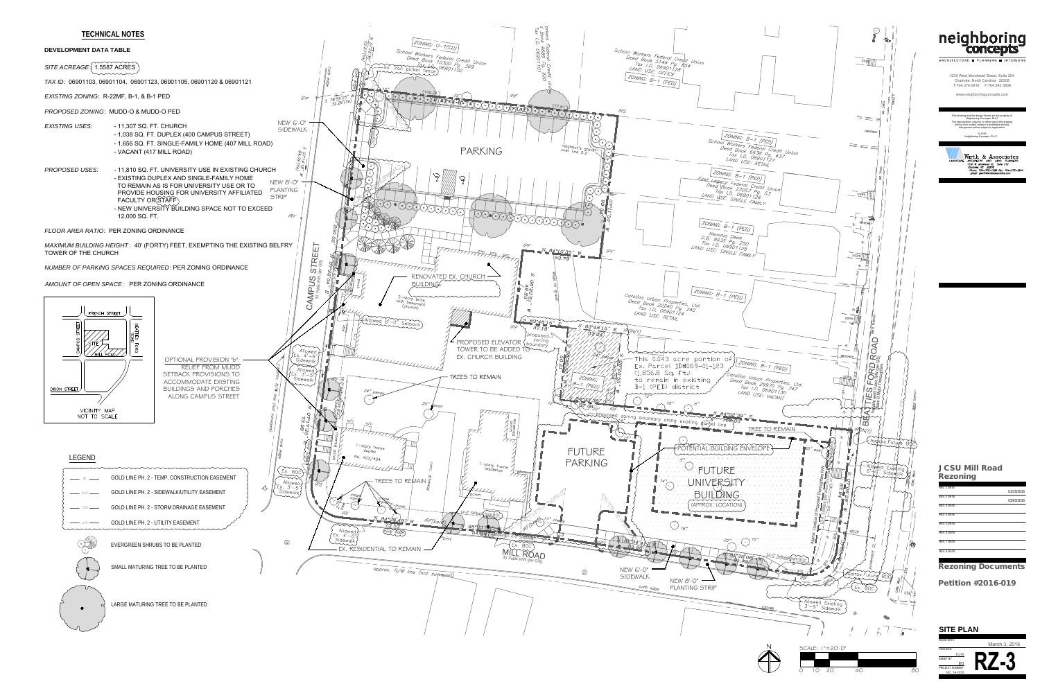## TECHNICAL NOTES

### DEVELOPMENT DATA TABLE

*SITE ACREAGE*: 1.5587 ACRES

*TAX ID*: 06901103, 06901104, 06901123, 06901105, 06901120 & 06901121

*EXISTING ZONING*: R-22MF, B-1, & B-1 PED

*PROPOSED ZONING*: MUDD-O & MUDD-O PED

*EXISTING USES*:
- 11,307 SQ. FT. CHURCH
- 1,038 SQ. FT. DUPLEX (400 CAMPUS STREET)
- 1,656 SQ. FT. SINGLE-FAMILY HOME (407 MILL ROAD)
- VACANT (417 MILL ROAD)

*PROPOSED USES*:
- 11,810 SQ. FT. UNIVERSITY USE IN EXISTING CHURCH
- EXISTING DUPLEX AND SINGLE-FAMILY HOME TO REMAIN AS IS FOR UNIVERSITY USE OR TO PROVIDE HOUSING FOR UNIVERSITY AFFILIATED FACULTY OR STAFF
- NEW UNIVERSITY BUILDING SPACE NOT TO EXCEED 12,000 SQ. FT.

*FLOOR AREA RATIO*: PER ZONING ORDINANCE

*MAXIMUM BUILDING HEIGHT*: 40' (FORTY) FEET, EXEMPTING THE EXISTING BELFRY TOWER OF THE CHURCH

*NUMBER OF PARKING SPACES REQUIRED*: PER ZONING ORDINANCE

*AMOUNT OF OPEN SPACE*: PER ZONING ORDINANCE

VICINITY MAP
NOT TO SCALE

FRENCH STREET
CAMPUS STREET
BEATTIES FORD ROAD
MILL ROAD
DIXON STREET
SITE

### LEGEND

- GOLD LINE PH. 2 - TEMP. CONSTRUCTION EASEMENT
- GOLD LINE PH. 2 - SIDEWALK/UTILITY EASEMENT
- GOLD LINE PH. 2 - STORM DRAINAGE EASEMENT
- GOLD LINE PH. 2 - UTILITY EASEMENT
- EVERGREEN SHRUBS TO BE PLANTED
- SMALL MATURING TREE TO BE PLANTED
- LARGE MATURING TREE TO BE PLANTED

OPTIONAL PROVISION 'b': RELIEF FROM MUDD SETBACK PROVISIONS TO ACCOMMODATE EXISTING BUILDINGS AND PORCHES ALONG CAMPUS STREET

NEW 6'-0" SIDEWALK
NEW 8'-0" PLANTING STRIP
PARKING
RENOVATED EX. CHURCH BUILDING
PROPOSED ELEVATOR TOWER TO BE ADDED TO EX. CHURCH BUILDING
TREES TO REMAIN
EX. RESIDENTIAL TO REMAIN
FUTURE PARKING
POTENTIAL BUILDING ENVELOPE
FUTURE UNIVERSITY BUILDING (APPROX. LOCATION)
TREE TO REMAIN
NEW 6'-0" SIDEWALK
NEW 8'-0" PLANTING STRIP
CAMPUS STREET
MILL ROAD
BEATTIES FORD ROAD

This 0.043 acre portion of Ex. Parcel ID#069-01-123 (1,856.8 Sq. Ft.) to remain in existing B-1 (PED) district

ZONING: O-1(CD) School Workers Federal Credit Union Deed Book 10300 Pg. 769 Tax I.D. 06901102

School Workers Federal Credit Union Deed Book 5144 Pg. 854 Tax I.D. 06901128 LAND USE: OFFICE ZONING: B-1 (PED)

ZONING: B-1 (PED) School Workers Federal Credit Union Deed Book 6638 Pg. 437 Tax I.D. 06901127 LAND USE: RETAIL

ZONING: B-1 (PED) First Legacy Federal Credit Union Deed Book 23057 Pg. 53 Tax I.D. 06901126 LAND USE: SINGLE FAMILY

ZONING: B-1 (PED) Nevonia Dean D.B. 9935 Pg. 250 Tax I.D. 06901125 LAND USE: SINGLE FAMILY

ZONING: B-1 (PED) Carolina Urban Properties, Ltd. Deed Book 22240 Pg. 240 Tax I.D. 06901124 LAND USE: RETAIL

ZONING: B-1 (PED) Carolina Urban Properties, Ltd. Deed Book 29970 Pg. 747 Tax I.D. 06901130 LAND USE: VACANT

SCALE: 1"=20'-0"
0 10 20 40 80

**neighboring concepts**
ARCHITECTURE ■ PLANNING ■ INTERIORS

1230 West Morehead Street, Suite 204
Charlotte, North Carolina 28208
T:704.374.0916 F:704.342.3806
www.neighboringconcepts.com

This drawing and the design shown are the property of Neighboring Concepts, PLLC. The reproduction, copying, or other use of this drawing without their written consent is prohibited and any infringement will be subject to legal action.
© 2016
Neighboring Concepts, PLLC

Wirth & Associates

**JCSU Mill Road Rezoning**

| | |
|---|---|
| REV. 1 DATE | 01/25/2016 |
| REV. 2 DATE | 02/03/2016 |
| REV. 3 DATE | |
| REV. 4 DATE | |
| REV. 5 DATE | |
| REV. 6 DATE | |
| REV. 7 DATE | |

**Rezoning Documents**

**Petition #2016-019**

**SITE PLAN**

ISSUE DATE: March 3, 2016
CHECKED: DJW
DRAWN BY: EG
PROJECT NUMBER: NC 14-009

**RZ-3**